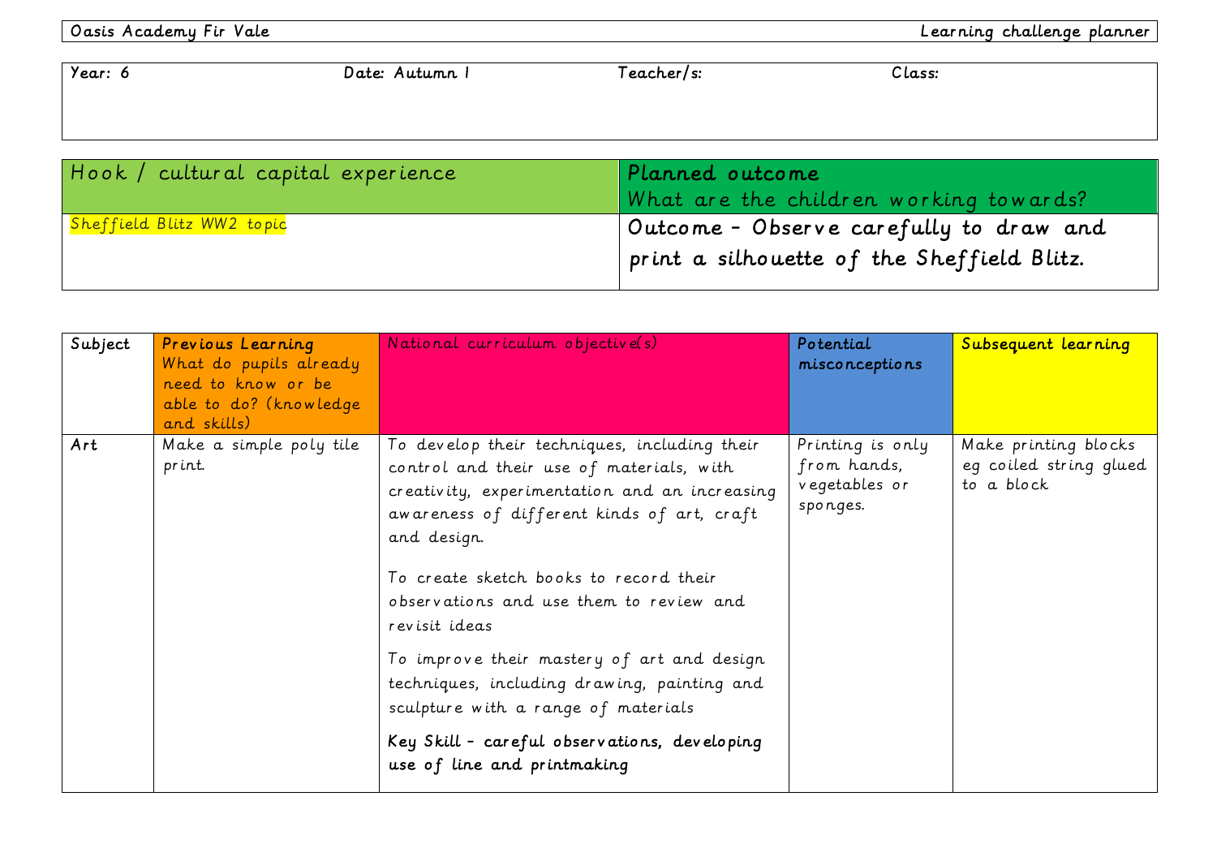| Oasis Academy Fir Vale | Learning challenge planner |
| --- | --- |

| Year: 6 | Date: Autumn 1 | Teacher/s: | Class: |
| --- | --- | --- | --- |

| Hook / cultural capital experience | Planned outcome<br>What are the children working towards? |
| --- | --- |
| Sheffield Blitz WW2 topic | **Outcome – Observe carefully to draw and print a silhouette of the Sheffield Blitz.** |

| Subject | Previous Learning<br>What do pupils already need to know or be able to do? (knowledge and skills) | National curriculum objective(s) | Potential misconceptions | Subsequent learning |
| --- | --- | --- | --- | --- |
| Art | Make a simple poly tile print. | To develop their techniques, including their control and their use of materials, with creativity, experimentation and an increasing awareness of different kinds of art, craft and design.<br><br>To create sketch books to record their observations and use them to review and revisit ideas<br><br>To improve their mastery of art and design techniques, including drawing, painting and sculpture with a range of materials<br><br>**Key Skill – careful observations, developing use of line and printmaking** | Printing is only from hands, vegetables or sponges. | Make printing blocks eg coiled string glued to a block |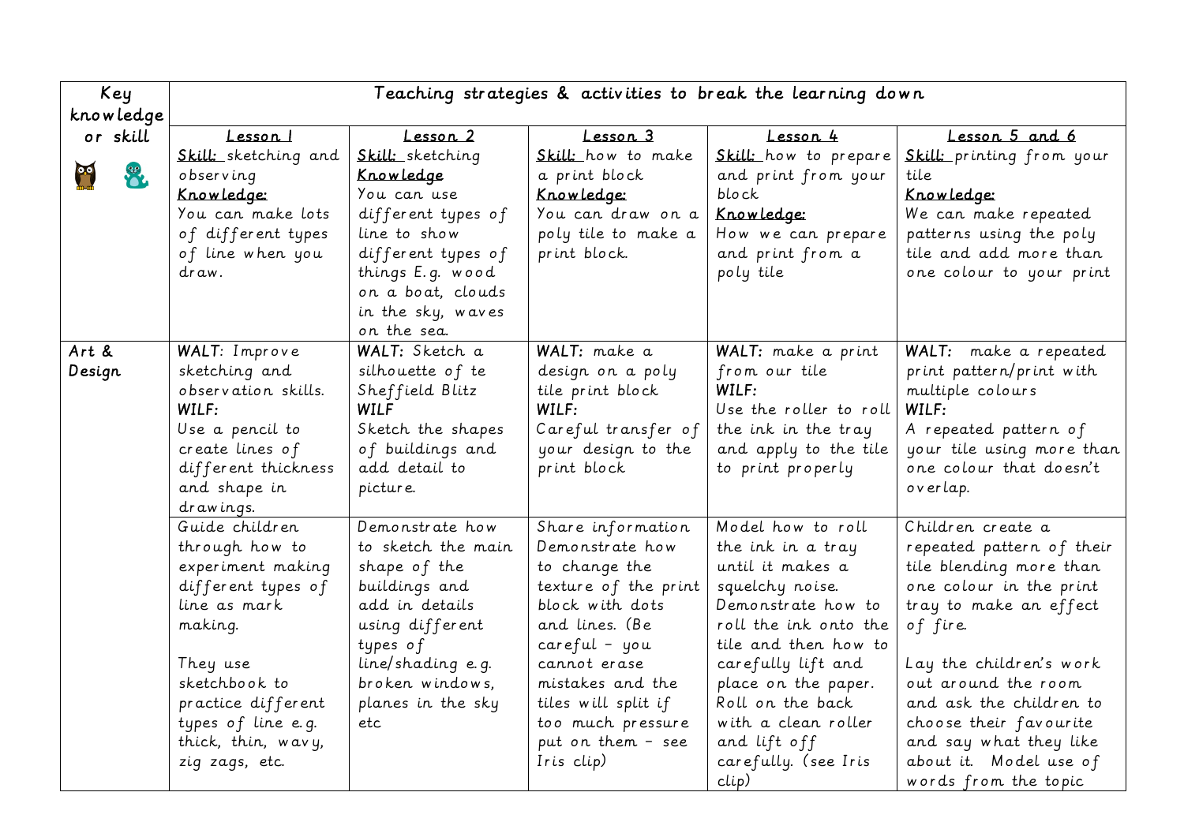| Key knowledge or skill | Teaching strategies & activities to break the learning down | | | | |
|---|---|---|---|---|---|
| | **Lesson 1**<br>**Skill:** sketching and observing<br>**Knowledge:**<br>You can make lots of different types of line when you draw. | **Lesson 2**<br>**Skill:** sketching<br>**Knowledge**<br>You can use different types of line to show different types of things E.g. wood on a boat, clouds in the sky, waves on the sea. | **Lesson 3**<br>**Skill:** how to make a print block<br>**Knowledge:**<br>You can draw on a poly tile to make a print block. | **Lesson 4**<br>**Skill:** how to prepare and print from your block<br>**Knowledge:**<br>How we can prepare and print from a poly tile | **Lesson 5 and 6**<br>**Skill:** printing from your tile<br>**Knowledge:**<br>We can make repeated patterns using the poly tile and add more than one colour to your print |
| Art & Design | WALT: Improve sketching and observation skills.<br>WILF:<br>Use a pencil to create lines of different thickness and shape in drawings. | WALT: Sketch a silhouette of te Sheffield Blitz<br>WILF<br>Sketch the shapes of buildings and add detail to picture. | WALT: make a design on a poly tile print block<br>WILF:<br>Careful transfer of your design to the print block | WALT: make a print from our tile<br>WILF:<br>Use the roller to roll the ink in the tray and apply to the tile to print properly | WALT: make a repeated print pattern/print with multiple colours<br>WILF:<br>A repeated pattern of your tile using more than one colour that doesn't overlap. |
| | Guide children through how to experiment making different types of line as mark making.<br><br>They use sketchbook to practice different types of line e.g. thick, thin, wavy, zig zags, etc. | Demonstrate how to sketch the main shape of the buildings and add in details using different types of line/shading e.g. broken windows, planes in the sky etc | Share information Demonstrate how to change the texture of the print block with dots and lines. (Be careful – you cannot erase mistakes and the tiles will split if too much pressure put on them – see Iris clip) | Model how to roll the ink in a tray until it makes a squelchy noise. Demonstrate how to roll the ink onto the tile and then how to carefully lift and place on the paper. Roll on the back with a clean roller and lift off carefully. (see Iris clip) | Children create a repeated pattern of their tile blending more than one colour in the print tray to make an effect of fire.<br><br>Lay the children's work out around the room and ask the children to choose their favourite and say what they like about it. Model use of words from the topic |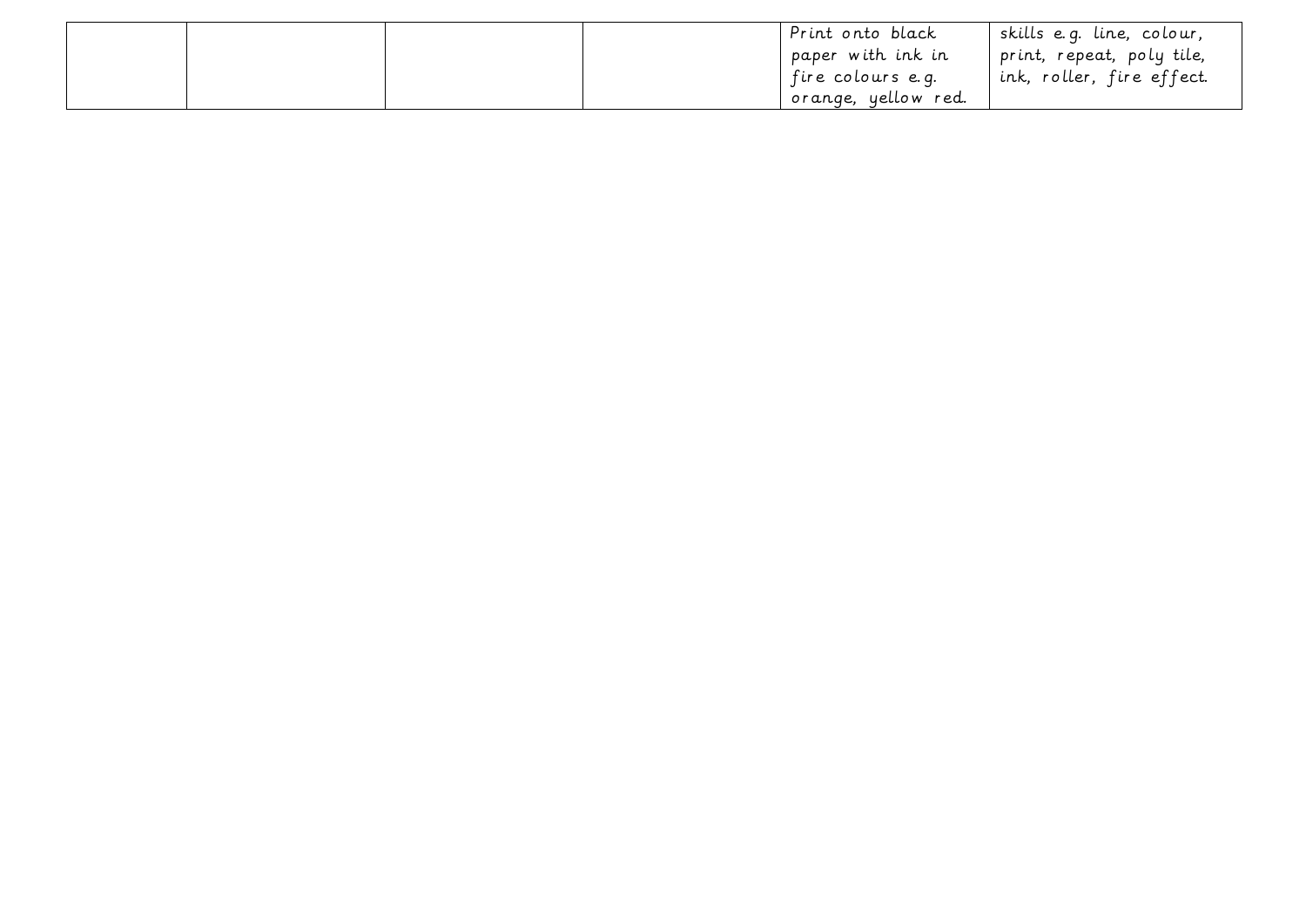| | | | | | |
|---|---|---|---|---|---|
| | | | | Print onto black paper with ink in fire colours e.g. orange, yellow red. | skills e.g. line, colour, print, repeat, poly tile, ink, roller, fire effect. |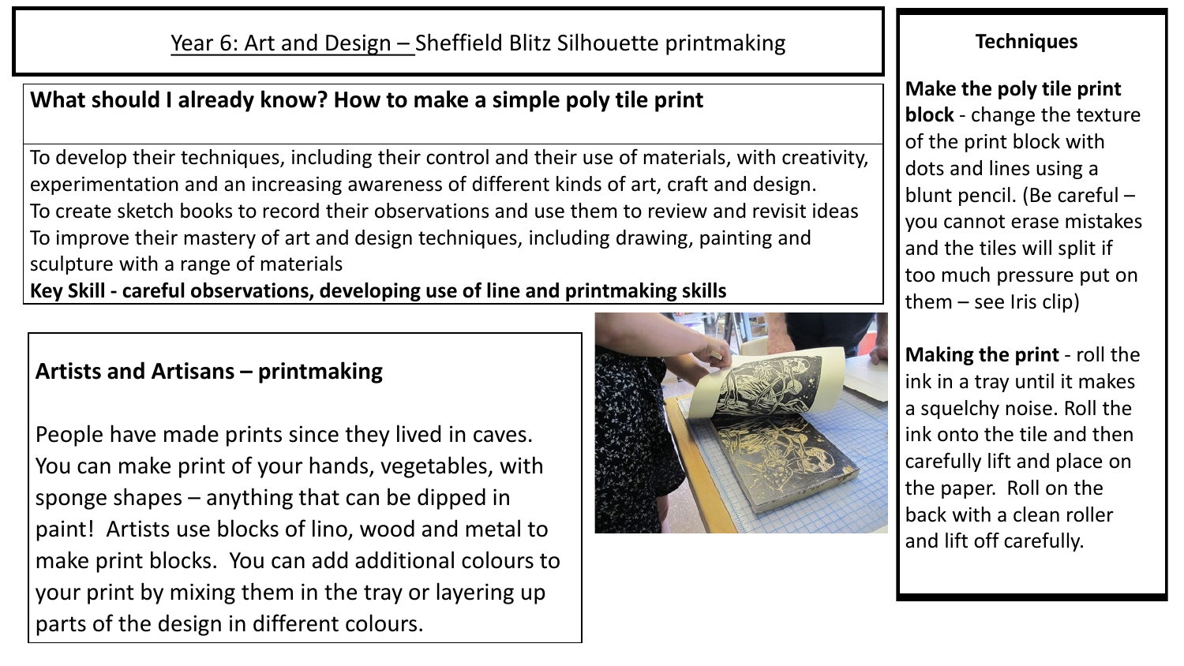# Year 6: Art and Design – Sheffield Blitz Silhouette printmaking

## What should I already know? How to make a simple poly tile print

To develop their techniques, including their control and their use of materials, with creativity, experimentation and an increasing awareness of different kinds of art, craft and design.
To create sketch books to record their observations and use them to review and revisit ideas
To improve their mastery of art and design techniques, including drawing, painting and sculpture with a range of materials
**Key Skill - careful observations, developing use of line and printmaking skills**

## Artists and Artisans – printmaking

People have made prints since they lived in caves. You can make print of your hands, vegetables, with sponge shapes – anything that can be dipped in paint! Artists use blocks of lino, wood and metal to make print blocks. You can add additional colours to your print by mixing them in the tray or layering up parts of the design in different colours.

## Techniques

**Make the poly tile print block** - change the texture of the print block with dots and lines using a blunt pencil. (Be careful – you cannot erase mistakes and the tiles will split if too much pressure put on them – see Iris clip)

**Making the print** - roll the ink in a tray until it makes a squelchy noise. Roll the ink onto the tile and then carefully lift and place on the paper. Roll on the back with a clean roller and lift off carefully.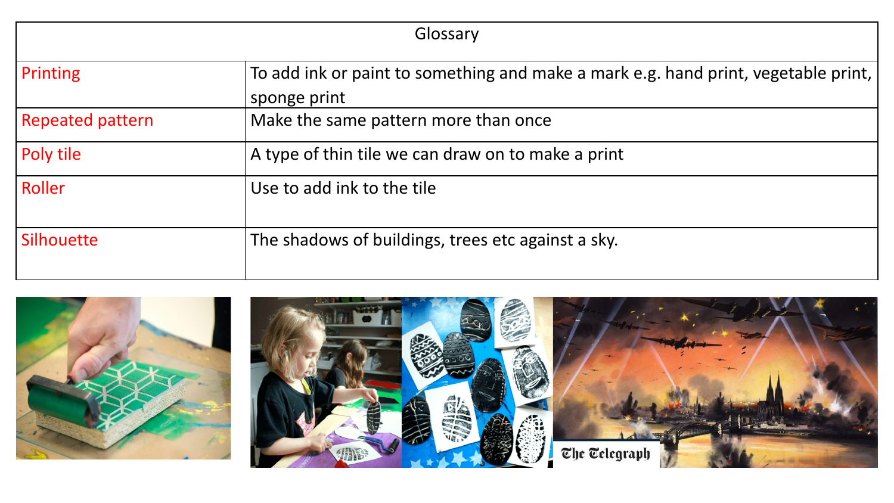| Glossary | |
|---|---|
| Printing | To add ink or paint to something and make a mark e.g. hand print, vegetable print, sponge print |
| Repeated pattern | Make the same pattern more than once |
| Poly tile | A type of thin tile we can draw on to make a print |
| Roller | Use to add ink to the tile |
| Silhouette | The shadows of buildings, trees etc against a sky. |